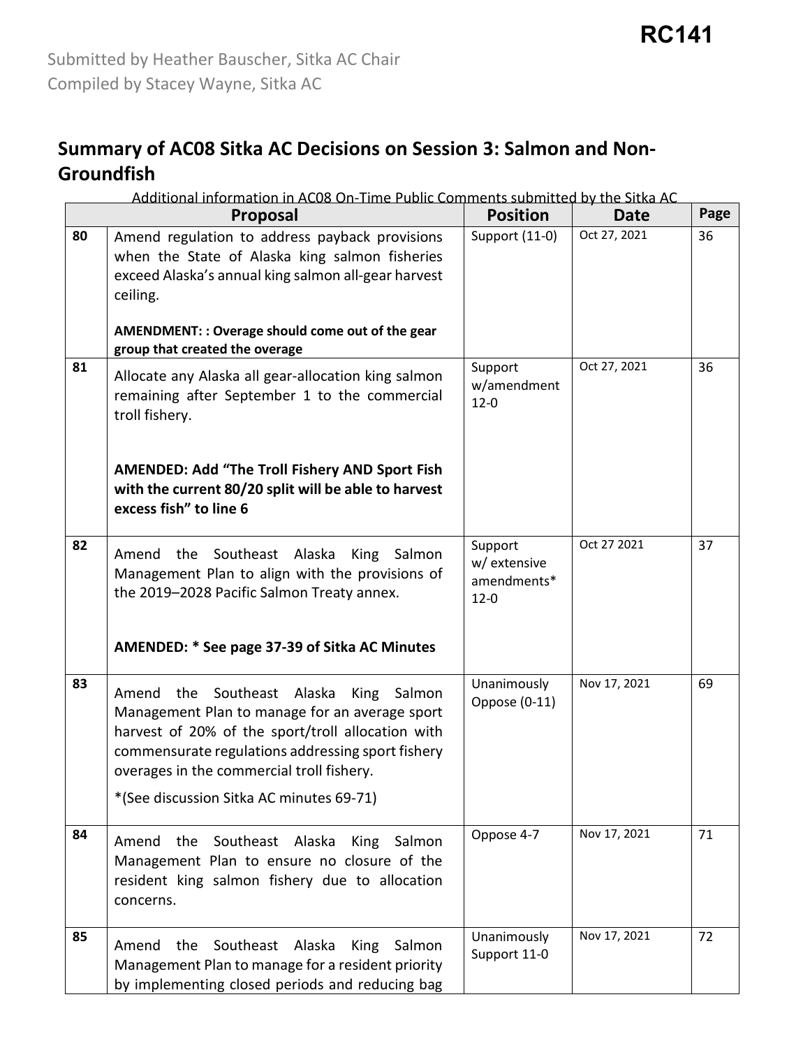RC141

Submitted by Heather Bauscher, Sitka AC Chair
Compiled by Stacey Wayne, Sitka AC

## Summary of AC08 Sitka AC Decisions on Session 3: Salmon and Non-Groundfish

Additional information in AC08 On-Time Public Comments submitted by the Sitka AC

| | Proposal | Position | Date | Page |
|---|---|---|---|---|
| 80 | Amend regulation to address payback provisions when the State of Alaska king salmon fisheries exceed Alaska's annual king salmon all-gear harvest ceiling. **AMENDMENT: : Overage should come out of the gear group that created the overage** | Support (11-0) | Oct 27, 2021 | 36 |
| 81 | Allocate any Alaska all gear-allocation king salmon remaining after September 1 to the commercial troll fishery. **AMENDED: Add "The Troll Fishery AND Sport Fish with the current 80/20 split will be able to harvest excess fish" to line 6** | Support w/amendment 12-0 | Oct 27, 2021 | 36 |
| 82 | Amend the Southeast Alaska King Salmon Management Plan to align with the provisions of the 2019–2028 Pacific Salmon Treaty annex. **AMENDED: * See page 37-39 of Sitka AC Minutes** | Support w/ extensive amendments* 12-0 | Oct 27 2021 | 37 |
| 83 | Amend the Southeast Alaska King Salmon Management Plan to manage for an average sport harvest of 20% of the sport/troll allocation with commensurate regulations addressing sport fishery overages in the commercial troll fishery. *(See discussion Sitka AC minutes 69-71) | Unanimously Oppose (0-11) | Nov 17, 2021 | 69 |
| 84 | Amend the Southeast Alaska King Salmon Management Plan to ensure no closure of the resident king salmon fishery due to allocation concerns. | Oppose 4-7 | Nov 17, 2021 | 71 |
| 85 | Amend the Southeast Alaska King Salmon Management Plan to manage for a resident priority by implementing closed periods and reducing bag | Unanimously Support 11-0 | Nov 17, 2021 | 72 |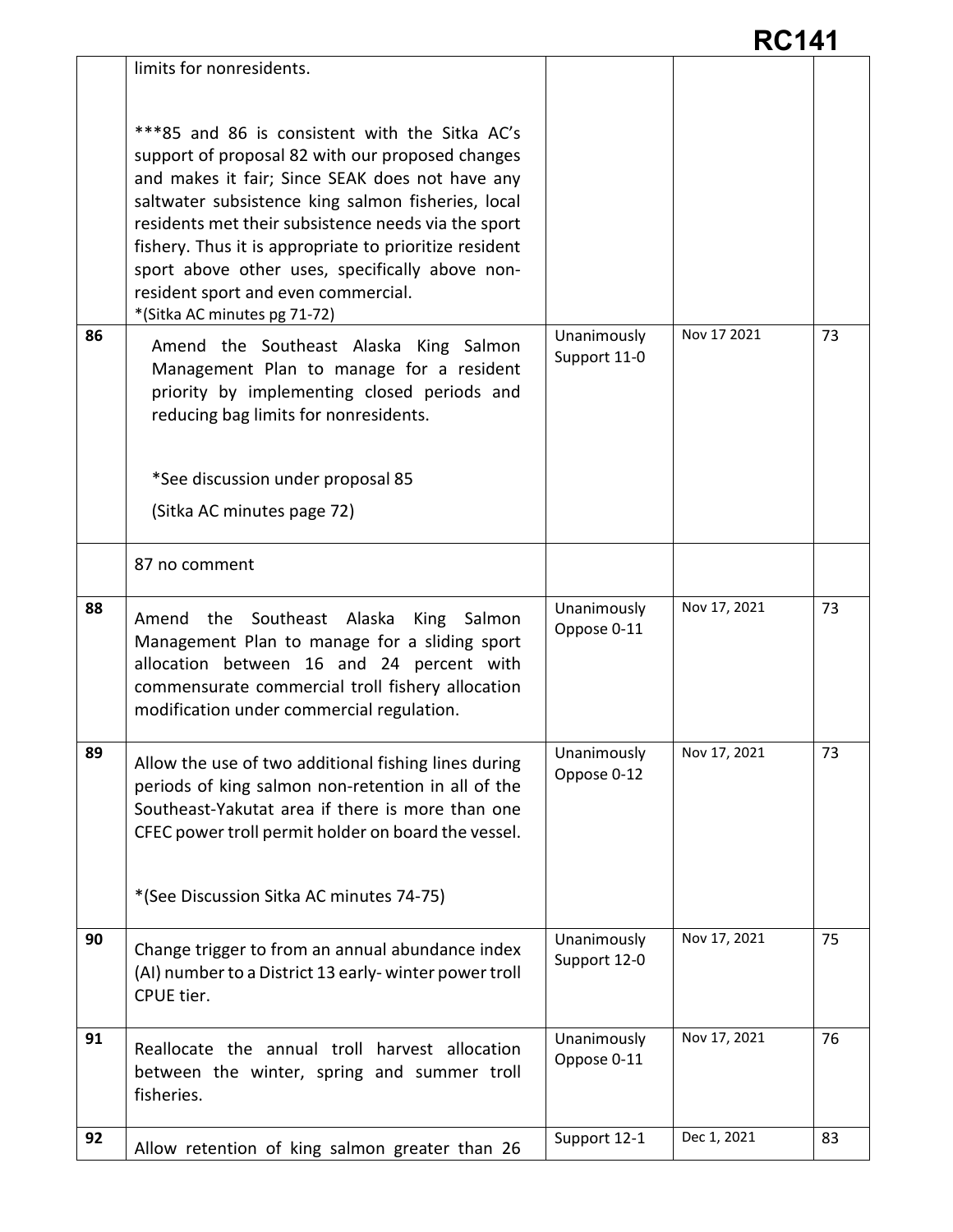| | | | | |
|---|---|---|---|---|
| | limits for nonresidents.<br><br>***85 and 86 is consistent with the Sitka AC's support of proposal 82 with our proposed changes and makes it fair; Since SEAK does not have any saltwater subsistence king salmon fisheries, local residents met their subsistence needs via the sport fishery. Thus it is appropriate to prioritize resident sport above other uses, specifically above non-resident sport and even commercial.<br>*(Sitka AC minutes pg 71-72) | | | |
| 86 | Amend the Southeast Alaska King Salmon Management Plan to manage for a resident priority by implementing closed periods and reducing bag limits for nonresidents.<br><br>*See discussion under proposal 85<br><br>(Sitka AC minutes page 72) | Unanimously Support 11-0 | Nov 17 2021 | 73 |
| | 87 no comment | | | |
| 88 | Amend the Southeast Alaska King Salmon Management Plan to manage for a sliding sport allocation between 16 and 24 percent with commensurate commercial troll fishery allocation modification under commercial regulation. | Unanimously Oppose 0-11 | Nov 17, 2021 | 73 |
| 89 | Allow the use of two additional fishing lines during periods of king salmon non-retention in all of the Southeast-Yakutat area if there is more than one CFEC power troll permit holder on board the vessel.<br><br>*(See Discussion Sitka AC minutes 74-75) | Unanimously Oppose 0-12 | Nov 17, 2021 | 73 |
| 90 | Change trigger to from an annual abundance index (AI) number to a District 13 early- winter power troll CPUE tier. | Unanimously Support 12-0 | Nov 17, 2021 | 75 |
| 91 | Reallocate the annual troll harvest allocation between the winter, spring and summer troll fisheries. | Unanimously Oppose 0-11 | Nov 17, 2021 | 76 |
| 92 | Allow retention of king salmon greater than 26 | Support 12-1 | Dec 1, 2021 | 83 |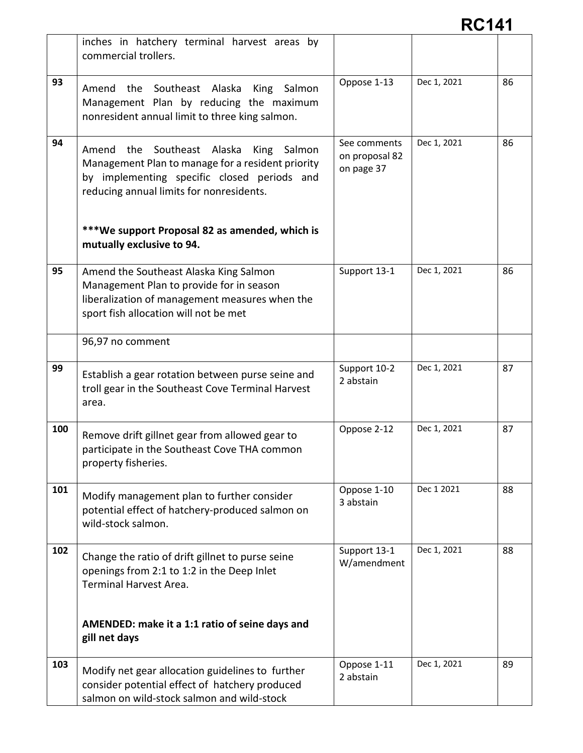**RC141**

| | | | | |
|---|---|---|---|---|
| | inches in hatchery terminal harvest areas by commercial trollers. | | | |
| **93** | Amend the Southeast Alaska King Salmon Management Plan by reducing the maximum nonresident annual limit to three king salmon. | Oppose 1-13 | Dec 1, 2021 | 86 |
| **94** | Amend the Southeast Alaska King Salmon Management Plan to manage for a resident priority by implementing specific closed periods and reducing annual limits for nonresidents.<br><br>**\*\*\*We support Proposal 82 as amended, which is mutually exclusive to 94.** | See comments on proposal 82 on page 37 | Dec 1, 2021 | 86 |
| **95** | Amend the Southeast Alaska King Salmon Management Plan to provide for in season liberalization of management measures when the sport fish allocation will not be met | Support 13-1 | Dec 1, 2021 | 86 |
| | 96,97 no comment | | | |
| **99** | Establish a gear rotation between purse seine and troll gear in the Southeast Cove Terminal Harvest area. | Support 10-2 2 abstain | Dec 1, 2021 | 87 |
| **100** | Remove drift gillnet gear from allowed gear to participate in the Southeast Cove THA common property fisheries. | Oppose 2-12 | Dec 1, 2021 | 87 |
| **101** | Modify management plan to further consider potential effect of hatchery-produced salmon on wild-stock salmon. | Oppose 1-10 3 abstain | Dec 1 2021 | 88 |
| **102** | Change the ratio of drift gillnet to purse seine openings from 2:1 to 1:2 in the Deep Inlet Terminal Harvest Area.<br><br>**AMENDED: make it a 1:1 ratio of seine days and gill net days** | Support 13-1 W/amendment | Dec 1, 2021 | 88 |
| **103** | Modify net gear allocation guidelines to further consider potential effect of hatchery produced salmon on wild-stock salmon and wild-stock | Oppose 1-11 2 abstain | Dec 1, 2021 | 89 |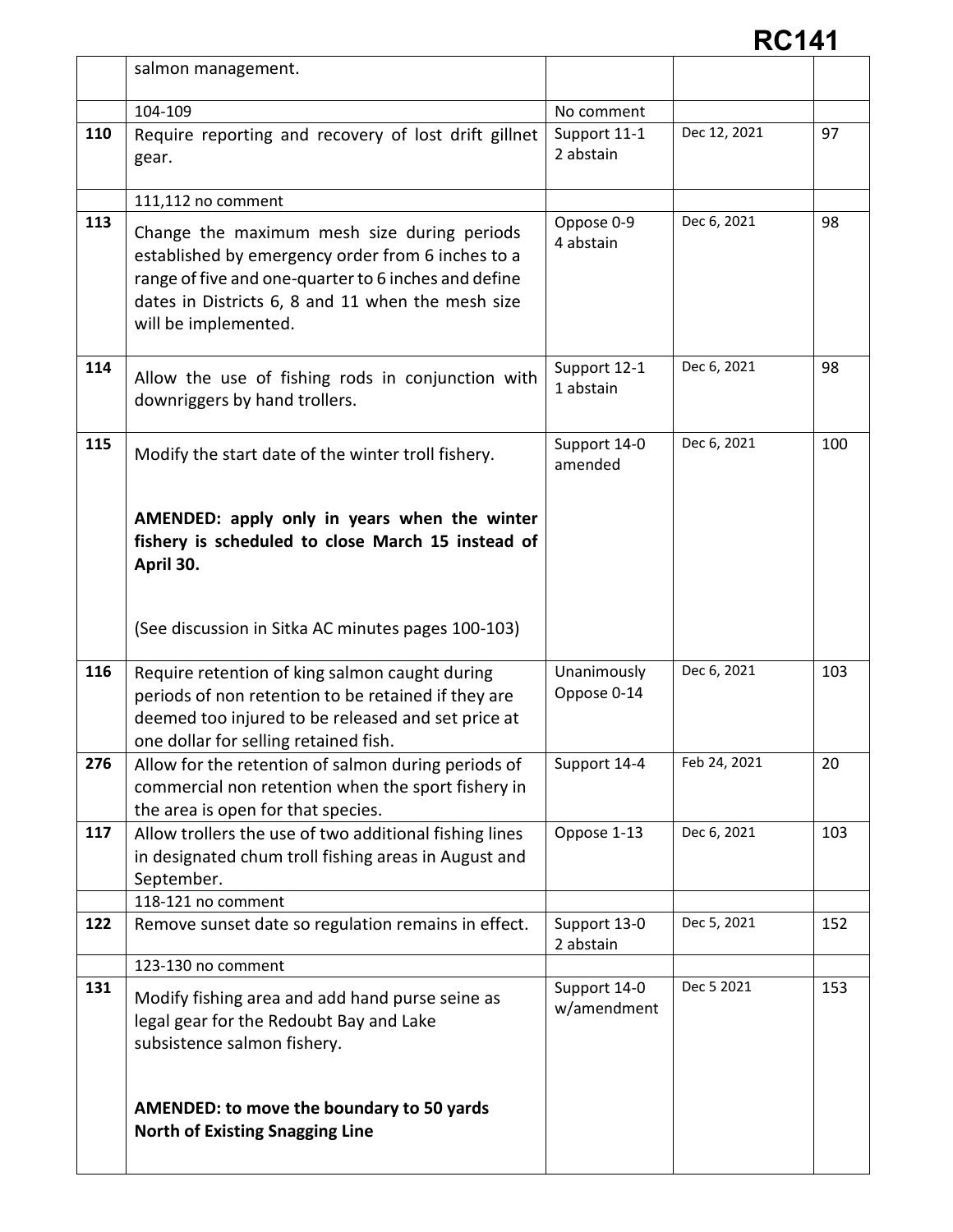| | | | | |
|---|---|---|---|---|
| | salmon management. | | | |
| | 104-109 | No comment | | |
| **110** | Require reporting and recovery of lost drift gillnet gear. | Support 11-1 2 abstain | Dec 12, 2021 | 97 |
| | 111,112 no comment | | | |
| **113** | Change the maximum mesh size during periods established by emergency order from 6 inches to a range of five and one-quarter to 6 inches and define dates in Districts 6, 8 and 11 when the mesh size will be implemented. | Oppose 0-9 4 abstain | Dec 6, 2021 | 98 |
| **114** | Allow the use of fishing rods in conjunction with downriggers by hand trollers. | Support 12-1 1 abstain | Dec 6, 2021 | 98 |
| **115** | Modify the start date of the winter troll fishery.<br><br>**AMENDED: apply only in years when the winter fishery is scheduled to close March 15 instead of April 30.**<br><br>(See discussion in Sitka AC minutes pages 100-103) | Support 14-0 amended | Dec 6, 2021 | 100 |
| **116** | Require retention of king salmon caught during periods of non retention to be retained if they are deemed too injured to be released and set price at one dollar for selling retained fish. | Unanimously Oppose 0-14 | Dec 6, 2021 | 103 |
| **276** | Allow for the retention of salmon during periods of commercial non retention when the sport fishery in the area is open for that species. | Support 14-4 | Feb 24, 2021 | 20 |
| **117** | Allow trollers the use of two additional fishing lines in designated chum troll fishing areas in August and September. | Oppose 1-13 | Dec 6, 2021 | 103 |
| | 118-121 no comment | | | |
| **122** | Remove sunset date so regulation remains in effect. | Support 13-0 2 abstain | Dec 5, 2021 | 152 |
| | 123-130 no comment | | | |
| **131** | Modify fishing area and add hand purse seine as legal gear for the Redoubt Bay and Lake subsistence salmon fishery.<br><br>**AMENDED: to move the boundary to 50 yards North of Existing Snagging Line** | Support 14-0 w/amendment | Dec 5 2021 | 153 |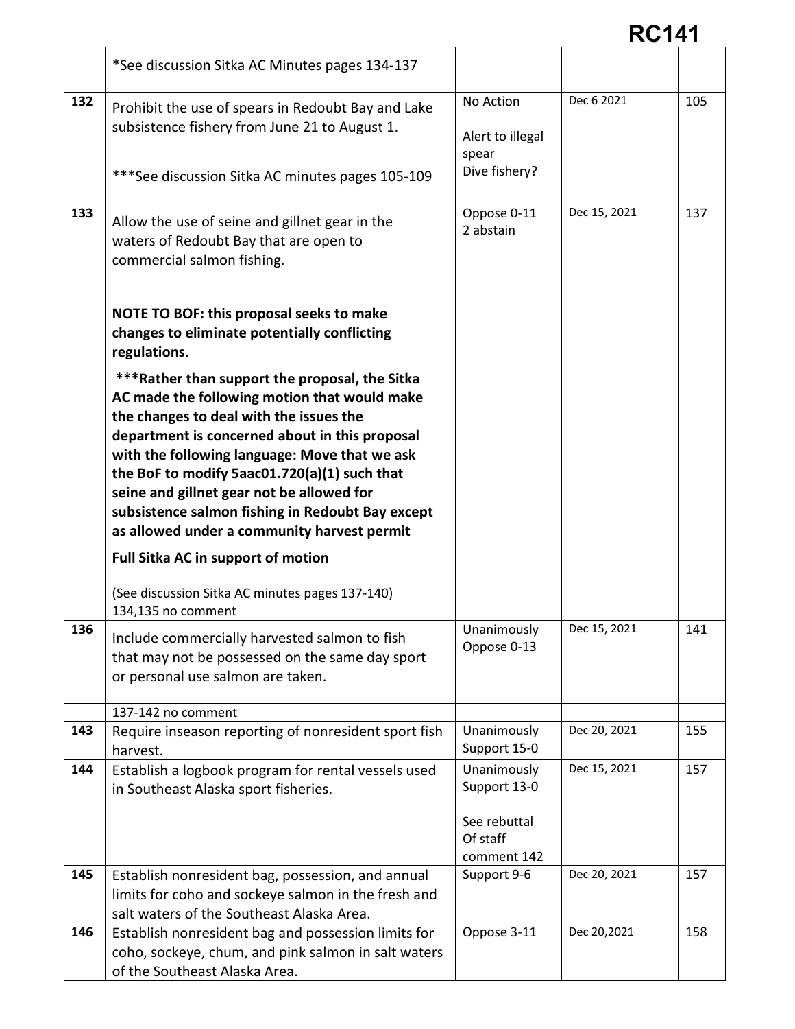# RC141

| | | | | |
|---|---|---|---|---|
| | *See discussion Sitka AC Minutes pages 134-137 | | | |
| 132 | Prohibit the use of spears in Redoubt Bay and Lake subsistence fishery from June 21 to August 1.<br><br>***See discussion Sitka AC minutes pages 105-109 | No Action<br><br>Alert to illegal spear<br>Dive fishery? | Dec 6 2021 | 105 |
| 133 | Allow the use of seine and gillnet gear in the waters of Redoubt Bay that are open to commercial salmon fishing.<br><br>**NOTE TO BOF: this proposal seeks to make changes to eliminate potentially conflicting regulations.**<br><br>**\*\*\*Rather than support the proposal, the Sitka AC made the following motion that would make the changes to deal with the issues the department is concerned about in this proposal with the following language: Move that we ask the BoF to modify 5aac01.720(a)(1) such that seine and gillnet gear not be allowed for subsistence salmon fishing in Redoubt Bay except as allowed under a community harvest permit**<br><br>**Full Sitka AC in support of motion**<br><br>(See discussion Sitka AC minutes pages 137-140) | Oppose 0-11<br>2 abstain | Dec 15, 2021 | 137 |
| | 134,135 no comment | | | |
| 136 | Include commercially harvested salmon to fish that may not be possessed on the same day sport or personal use salmon are taken. | Unanimously Oppose 0-13 | Dec 15, 2021 | 141 |
| | 137-142 no comment | | | |
| 143 | Require inseason reporting of nonresident sport fish harvest. | Unanimously Support 15-0 | Dec 20, 2021 | 155 |
| 144 | Establish a logbook program for rental vessels used in Southeast Alaska sport fisheries. | Unanimously Support 13-0<br><br>See rebuttal Of staff comment 142 | Dec 15, 2021 | 157 |
| 145 | Establish nonresident bag, possession, and annual limits for coho and sockeye salmon in the fresh and salt waters of the Southeast Alaska Area. | Support 9-6 | Dec 20, 2021 | 157 |
| 146 | Establish nonresident bag and possession limits for coho, sockeye, chum, and pink salmon in salt waters of the Southeast Alaska Area. | Oppose 3-11 | Dec 20,2021 | 158 |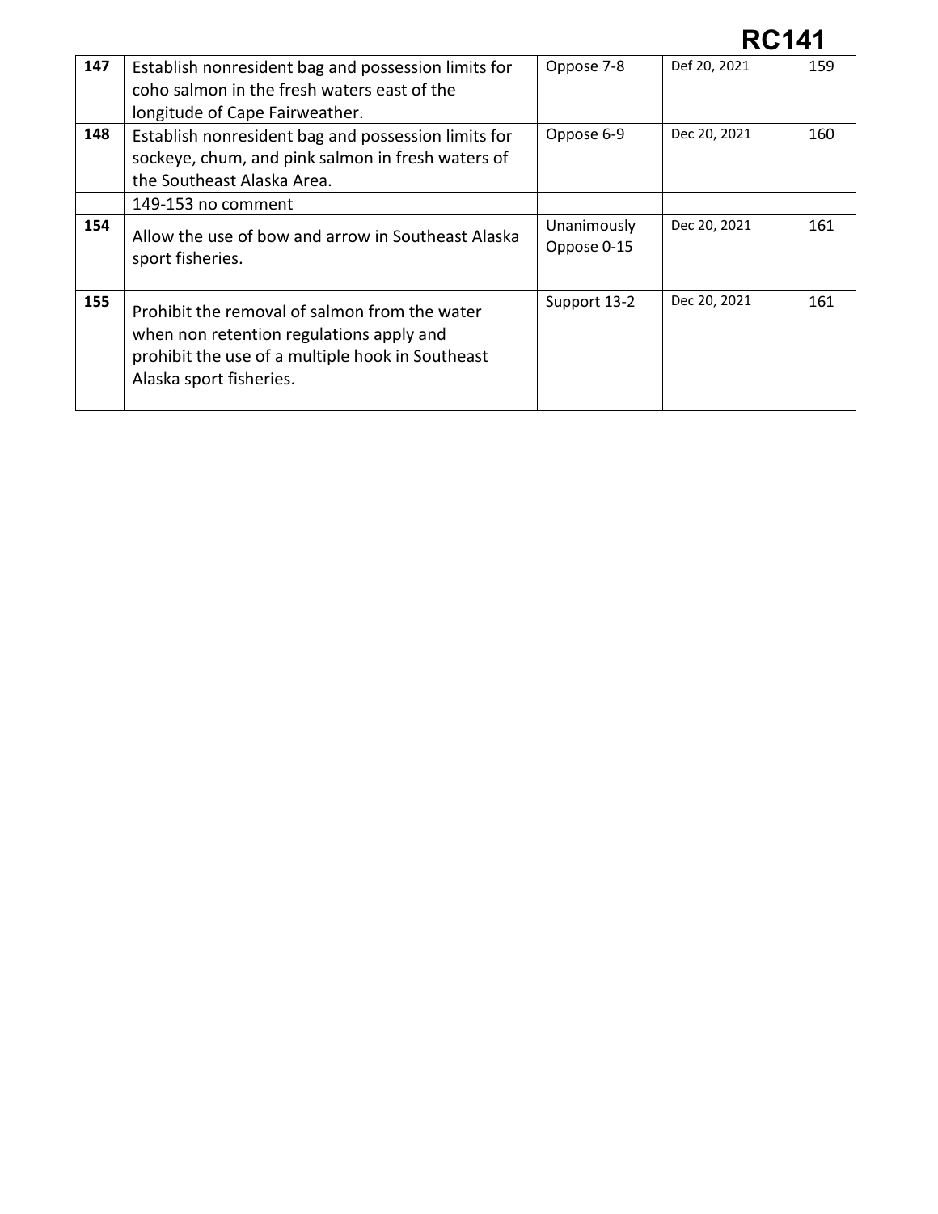RC141

| | | | | |
|---|---|---|---|---|
| **147** | Establish nonresident bag and possession limits for coho salmon in the fresh waters east of the longitude of Cape Fairweather. | Oppose 7-8 | Def 20, 2021 | 159 |
| **148** | Establish nonresident bag and possession limits for sockeye, chum, and pink salmon in fresh waters of the Southeast Alaska Area. | Oppose 6-9 | Dec 20, 2021 | 160 |
| | 149-153 no comment | | | |
| **154** | Allow the use of bow and arrow in Southeast Alaska sport fisheries. | Unanimously Oppose 0-15 | Dec 20, 2021 | 161 |
| **155** | Prohibit the removal of salmon from the water when non retention regulations apply and prohibit the use of a multiple hook in Southeast Alaska sport fisheries. | Support 13-2 | Dec 20, 2021 | 161 |